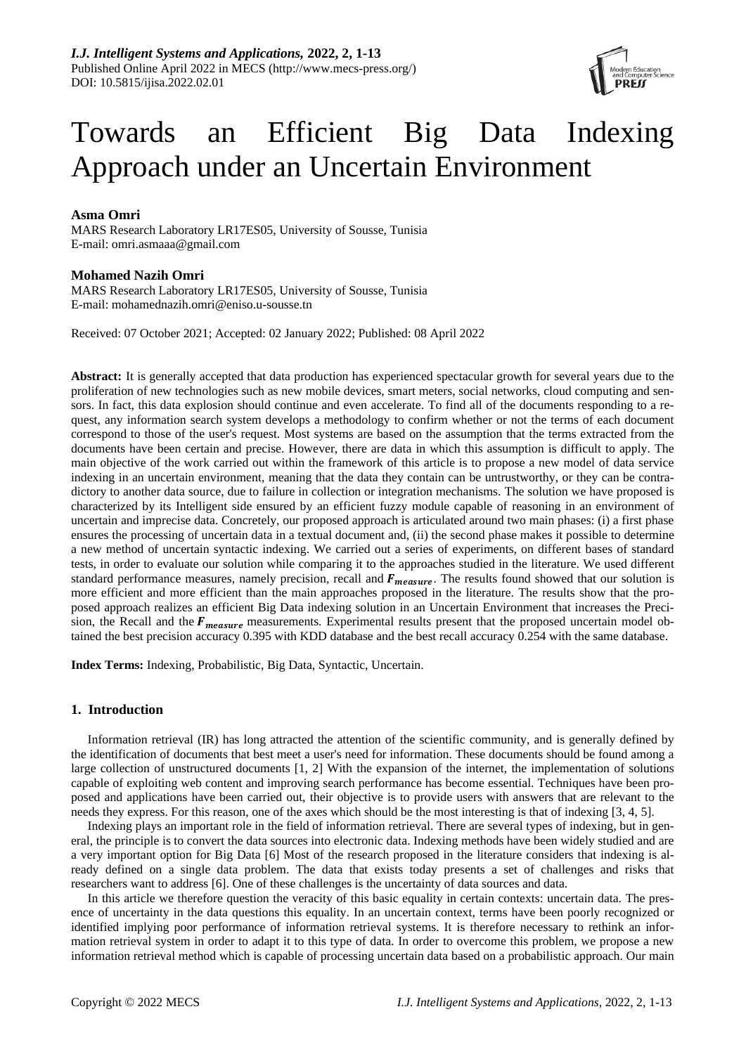# Towards an Efficient Big Data Indexing Approach under an Uncertain Environment

**Asma Omri**
MARS Research Laboratory LR17ES05, University of Sousse, Tunisia
E-mail: omri.asmaaa@gmail.com

**Mohamed Nazih Omri**
MARS Research Laboratory LR17ES05, University of Sousse, Tunisia
E-mail: mohamednazih.omri@eniso.u-sousse.tn

Received: 07 October 2021; Accepted: 02 January 2022; Published: 08 April 2022

**Abstract:** It is generally accepted that data production has experienced spectacular growth for several years due to the proliferation of new technologies such as new mobile devices, smart meters, social networks, cloud computing and sensors. In fact, this data explosion should continue and even accelerate. To find all of the documents responding to a request, any information search system develops a methodology to confirm whether or not the terms of each document correspond to those of the user's request. Most systems are based on the assumption that the terms extracted from the documents have been certain and precise. However, there are data in which this assumption is difficult to apply. The main objective of the work carried out within the framework of this article is to propose a new model of data service indexing in an uncertain environment, meaning that the data they contain can be untrustworthy, or they can be contradictory to another data source, due to failure in collection or integration mechanisms. The solution we have proposed is characterized by its Intelligent side ensured by an efficient fuzzy module capable of reasoning in an environment of uncertain and imprecise data. Concretely, our proposed approach is articulated around two main phases: (i) a first phase ensures the processing of uncertain data in a textual document and, (ii) the second phase makes it possible to determine a new method of uncertain syntactic indexing. We carried out a series of experiments, on different bases of standard tests, in order to evaluate our solution while comparing it to the approaches studied in the literature. We used different standard performance measures, namely precision, recall and $F_{measure}$. The results found showed that our solution is more efficient and more efficient than the main approaches proposed in the literature. The results show that the proposed approach realizes an efficient Big Data indexing solution in an Uncertain Environment that increases the Precision, the Recall and the $F_{measure}$ measurements. Experimental results present that the proposed uncertain model obtained the best precision accuracy 0.395 with KDD database and the best recall accuracy 0.254 with the same database.

**Index Terms:** Indexing, Probabilistic, Big Data, Syntactic, Uncertain.

## 1. Introduction

Information retrieval (IR) has long attracted the attention of the scientific community, and is generally defined by the identification of documents that best meet a user's need for information. These documents should be found among a large collection of unstructured documents [1, 2] With the expansion of the internet, the implementation of solutions capable of exploiting web content and improving search performance has become essential. Techniques have been proposed and applications have been carried out, their objective is to provide users with answers that are relevant to the needs they express. For this reason, one of the axes which should be the most interesting is that of indexing [3, 4, 5].

Indexing plays an important role in the field of information retrieval. There are several types of indexing, but in general, the principle is to convert the data sources into electronic data. Indexing methods have been widely studied and are a very important option for Big Data [6] Most of the research proposed in the literature considers that indexing is already defined on a single data problem. The data that exists today presents a set of challenges and risks that researchers want to address [6]. One of these challenges is the uncertainty of data sources and data.

In this article we therefore question the veracity of this basic equality in certain contexts: uncertain data. The presence of uncertainty in the data questions this equality. In an uncertain context, terms have been poorly recognized or identified implying poor performance of information retrieval systems. It is therefore necessary to rethink an information retrieval system in order to adapt it to this type of data. In order to overcome this problem, we propose a new information retrieval method which is capable of processing uncertain data based on a probabilistic approach. Our main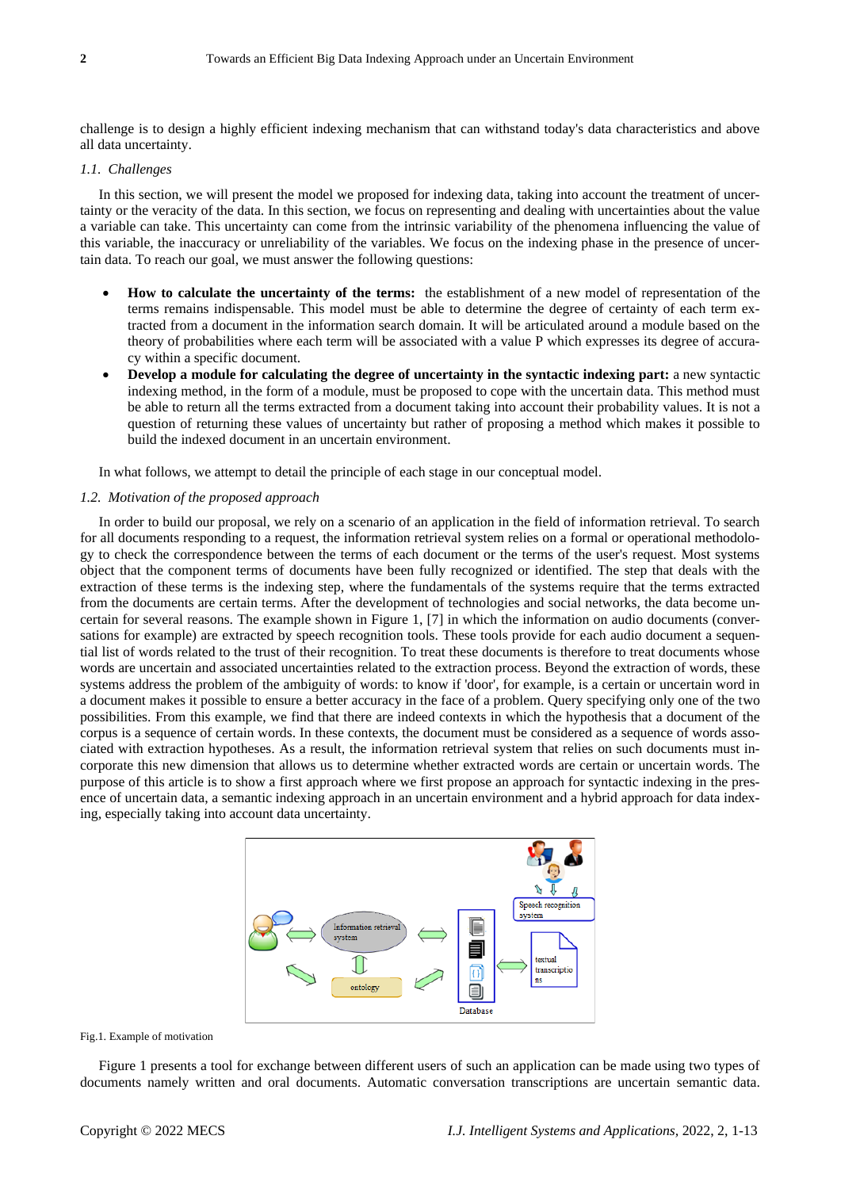challenge is to design a highly efficient indexing mechanism that can withstand today's data characteristics and above all data uncertainty.

### 1.1. Challenges

In this section, we will present the model we proposed for indexing data, taking into account the treatment of uncertainty or the veracity of the data. In this section, we focus on representing and dealing with uncertainties about the value a variable can take. This uncertainty can come from the intrinsic variability of the phenomena influencing the value of this variable, the inaccuracy or unreliability of the variables. We focus on the indexing phase in the presence of uncertain data. To reach our goal, we must answer the following questions:

- **How to calculate the uncertainty of the terms:** the establishment of a new model of representation of the terms remains indispensable. This model must be able to determine the degree of certainty of each term extracted from a document in the information search domain. It will be articulated around a module based on the theory of probabilities where each term will be associated with a value P which expresses its degree of accuracy within a specific document.
- **Develop a module for calculating the degree of uncertainty in the syntactic indexing part:** a new syntactic indexing method, in the form of a module, must be proposed to cope with the uncertain data. This method must be able to return all the terms extracted from a document taking into account their probability values. It is not a question of returning these values of uncertainty but rather of proposing a method which makes it possible to build the indexed document in an uncertain environment.

In what follows, we attempt to detail the principle of each stage in our conceptual model.

### 1.2. Motivation of the proposed approach

In order to build our proposal, we rely on a scenario of an application in the field of information retrieval. To search for all documents responding to a request, the information retrieval system relies on a formal or operational methodology to check the correspondence between the terms of each document or the terms of the user's request. Most systems object that the component terms of documents have been fully recognized or identified. The step that deals with the extraction of these terms is the indexing step, where the fundamentals of the systems require that the terms extracted from the documents are certain terms. After the development of technologies and social networks, the data become uncertain for several reasons. The example shown in Figure 1, [7] in which the information on audio documents (conversations for example) are extracted by speech recognition tools. These tools provide for each audio document a sequential list of words related to the trust of their recognition. To treat these documents is therefore to treat documents whose words are uncertain and associated uncertainties related to the extraction process. Beyond the extraction of words, these systems address the problem of the ambiguity of words: to know if 'door', for example, is a certain or uncertain word in a document makes it possible to ensure a better accuracy in the face of a problem. Query specifying only one of the two possibilities. From this example, we find that there are indeed contexts in which the hypothesis that a document of the corpus is a sequence of certain words. In these contexts, the document must be considered as a sequence of words associated with extraction hypotheses. As a result, the information retrieval system that relies on such documents must incorporate this new dimension that allows us to determine whether extracted words are certain or uncertain words. The purpose of this article is to show a first approach where we first propose an approach for syntactic indexing in the presence of uncertain data, a semantic indexing approach in an uncertain environment and a hybrid approach for data indexing, especially taking into account data uncertainty.

Fig.1. Example of motivation

Figure 1 presents a tool for exchange between different users of such an application can be made using two types of documents namely written and oral documents. Automatic conversation transcriptions are uncertain semantic data.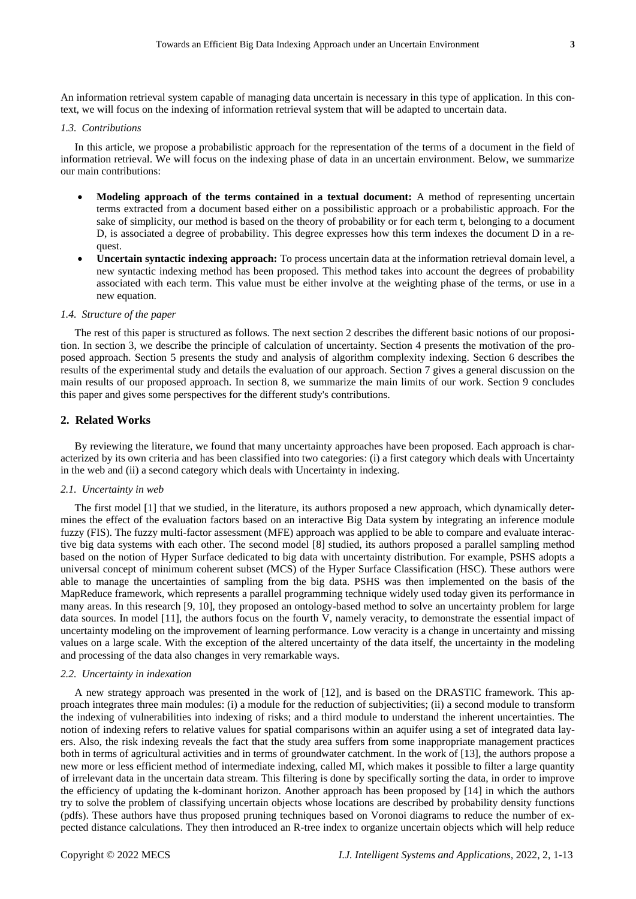An information retrieval system capable of managing data uncertain is necessary in this type of application. In this context, we will focus on the indexing of information retrieval system that will be adapted to uncertain data.

### *1.3. Contributions*

In this article, we propose a probabilistic approach for the representation of the terms of a document in the field of information retrieval. We will focus on the indexing phase of data in an uncertain environment. Below, we summarize our main contributions:

- **Modeling approach of the terms contained in a textual document:** A method of representing uncertain terms extracted from a document based either on a possibilistic approach or a probabilistic approach. For the sake of simplicity, our method is based on the theory of probability or for each term t, belonging to a document D, is associated a degree of probability. This degree expresses how this term indexes the document D in a request.
- **Uncertain syntactic indexing approach:** To process uncertain data at the information retrieval domain level, a new syntactic indexing method has been proposed. This method takes into account the degrees of probability associated with each term. This value must be either involve at the weighting phase of the terms, or use in a new equation.

### *1.4. Structure of the paper*

The rest of this paper is structured as follows. The next section 2 describes the different basic notions of our proposition. In section 3, we describe the principle of calculation of uncertainty. Section 4 presents the motivation of the proposed approach. Section 5 presents the study and analysis of algorithm complexity indexing. Section 6 describes the results of the experimental study and details the evaluation of our approach. Section 7 gives a general discussion on the main results of our proposed approach. In section 8, we summarize the main limits of our work. Section 9 concludes this paper and gives some perspectives for the different study's contributions.

## 2. Related Works

By reviewing the literature, we found that many uncertainty approaches have been proposed. Each approach is characterized by its own criteria and has been classified into two categories: (i) a first category which deals with Uncertainty in the web and (ii) a second category which deals with Uncertainty in indexing.

### *2.1. Uncertainty in web*

The first model [1] that we studied, in the literature, its authors proposed a new approach, which dynamically determines the effect of the evaluation factors based on an interactive Big Data system by integrating an inference module fuzzy (FIS). The fuzzy multi-factor assessment (MFE) approach was applied to be able to compare and evaluate interactive big data systems with each other. The second model [8] studied, its authors proposed a parallel sampling method based on the notion of Hyper Surface dedicated to big data with uncertainty distribution. For example, PSHS adopts a universal concept of minimum coherent subset (MCS) of the Hyper Surface Classification (HSC). These authors were able to manage the uncertainties of sampling from the big data. PSHS was then implemented on the basis of the MapReduce framework, which represents a parallel programming technique widely used today given its performance in many areas. In this research [9, 10], they proposed an ontology-based method to solve an uncertainty problem for large data sources. In model [11], the authors focus on the fourth V, namely veracity, to demonstrate the essential impact of uncertainty modeling on the improvement of learning performance. Low veracity is a change in uncertainty and missing values on a large scale. With the exception of the altered uncertainty of the data itself, the uncertainty in the modeling and processing of the data also changes in very remarkable ways.

### *2.2. Uncertainty in indexation*

A new strategy approach was presented in the work of [12], and is based on the DRASTIC framework. This approach integrates three main modules: (i) a module for the reduction of subjectivities; (ii) a second module to transform the indexing of vulnerabilities into indexing of risks; and a third module to understand the inherent uncertainties. The notion of indexing refers to relative values for spatial comparisons within an aquifer using a set of integrated data layers. Also, the risk indexing reveals the fact that the study area suffers from some inappropriate management practices both in terms of agricultural activities and in terms of groundwater catchment. In the work of [13], the authors propose a new more or less efficient method of intermediate indexing, called MI, which makes it possible to filter a large quantity of irrelevant data in the uncertain data stream. This filtering is done by specifically sorting the data, in order to improve the efficiency of updating the k-dominant horizon. Another approach has been proposed by [14] in which the authors try to solve the problem of classifying uncertain objects whose locations are described by probability density functions (pdfs). These authors have thus proposed pruning techniques based on Voronoi diagrams to reduce the number of expected distance calculations. They then introduced an R-tree index to organize uncertain objects which will help reduce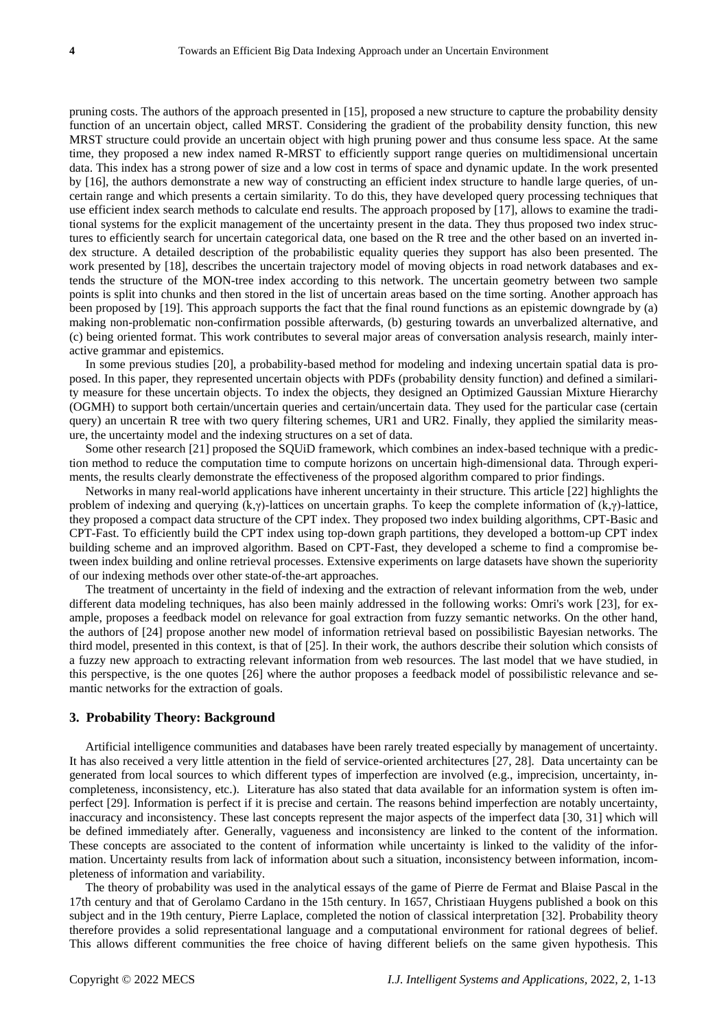pruning costs. The authors of the approach presented in [15], proposed a new structure to capture the probability density function of an uncertain object, called MRST. Considering the gradient of the probability density function, this new MRST structure could provide an uncertain object with high pruning power and thus consume less space. At the same time, they proposed a new index named R-MRST to efficiently support range queries on multidimensional uncertain data. This index has a strong power of size and a low cost in terms of space and dynamic update. In the work presented by [16], the authors demonstrate a new way of constructing an efficient index structure to handle large queries, of uncertain range and which presents a certain similarity. To do this, they have developed query processing techniques that use efficient index search methods to calculate end results. The approach proposed by [17], allows to examine the traditional systems for the explicit management of the uncertainty present in the data. They thus proposed two index structures to efficiently search for uncertain categorical data, one based on the R tree and the other based on an inverted index structure. A detailed description of the probabilistic equality queries they support has also been presented. The work presented by [18], describes the uncertain trajectory model of moving objects in road network databases and extends the structure of the MON-tree index according to this network. The uncertain geometry between two sample points is split into chunks and then stored in the list of uncertain areas based on the time sorting. Another approach has been proposed by [19]. This approach supports the fact that the final round functions as an epistemic downgrade by (a) making non-problematic non-confirmation possible afterwards, (b) gesturing towards an unverbalized alternative, and (c) being oriented format. This work contributes to several major areas of conversation analysis research, mainly interactive grammar and epistemics.

In some previous studies [20], a probability-based method for modeling and indexing uncertain spatial data is proposed. In this paper, they represented uncertain objects with PDFs (probability density function) and defined a similarity measure for these uncertain objects. To index the objects, they designed an Optimized Gaussian Mixture Hierarchy (OGMH) to support both certain/uncertain queries and certain/uncertain data. They used for the particular case (certain query) an uncertain R tree with two query filtering schemes, UR1 and UR2. Finally, they applied the similarity measure, the uncertainty model and the indexing structures on a set of data.

Some other research [21] proposed the SQUiD framework, which combines an index-based technique with a prediction method to reduce the computation time to compute horizons on uncertain high-dimensional data. Through experiments, the results clearly demonstrate the effectiveness of the proposed algorithm compared to prior findings.

Networks in many real-world applications have inherent uncertainty in their structure. This article [22] highlights the problem of indexing and querying (k,γ)-lattices on uncertain graphs. To keep the complete information of (k,γ)-lattice, they proposed a compact data structure of the CPT index. They proposed two index building algorithms, CPT-Basic and CPT-Fast. To efficiently build the CPT index using top-down graph partitions, they developed a bottom-up CPT index building scheme and an improved algorithm. Based on CPT-Fast, they developed a scheme to find a compromise between index building and online retrieval processes. Extensive experiments on large datasets have shown the superiority of our indexing methods over other state-of-the-art approaches.

The treatment of uncertainty in the field of indexing and the extraction of relevant information from the web, under different data modeling techniques, has also been mainly addressed in the following works: Omri's work [23], for example, proposes a feedback model on relevance for goal extraction from fuzzy semantic networks. On the other hand, the authors of [24] propose another new model of information retrieval based on possibilistic Bayesian networks. The third model, presented in this context, is that of [25]. In their work, the authors describe their solution which consists of a fuzzy new approach to extracting relevant information from web resources. The last model that we have studied, in this perspective, is the one quotes [26] where the author proposes a feedback model of possibilistic relevance and semantic networks for the extraction of goals.

## 3. Probability Theory: Background

Artificial intelligence communities and databases have been rarely treated especially by management of uncertainty. It has also received a very little attention in the field of service-oriented architectures [27, 28]. Data uncertainty can be generated from local sources to which different types of imperfection are involved (e.g., imprecision, uncertainty, incompleteness, inconsistency, etc.). Literature has also stated that data available for an information system is often imperfect [29]. Information is perfect if it is precise and certain. The reasons behind imperfection are notably uncertainty, inaccuracy and inconsistency. These last concepts represent the major aspects of the imperfect data [30, 31] which will be defined immediately after. Generally, vagueness and inconsistency are linked to the content of the information. These concepts are associated to the content of information while uncertainty is linked to the validity of the information. Uncertainty results from lack of information about such a situation, inconsistency between information, incompleteness of information and variability.

The theory of probability was used in the analytical essays of the game of Pierre de Fermat and Blaise Pascal in the 17th century and that of Gerolamo Cardano in the 15th century. In 1657, Christiaan Huygens published a book on this subject and in the 19th century, Pierre Laplace, completed the notion of classical interpretation [32]. Probability theory therefore provides a solid representational language and a computational environment for rational degrees of belief. This allows different communities the free choice of having different beliefs on the same given hypothesis. This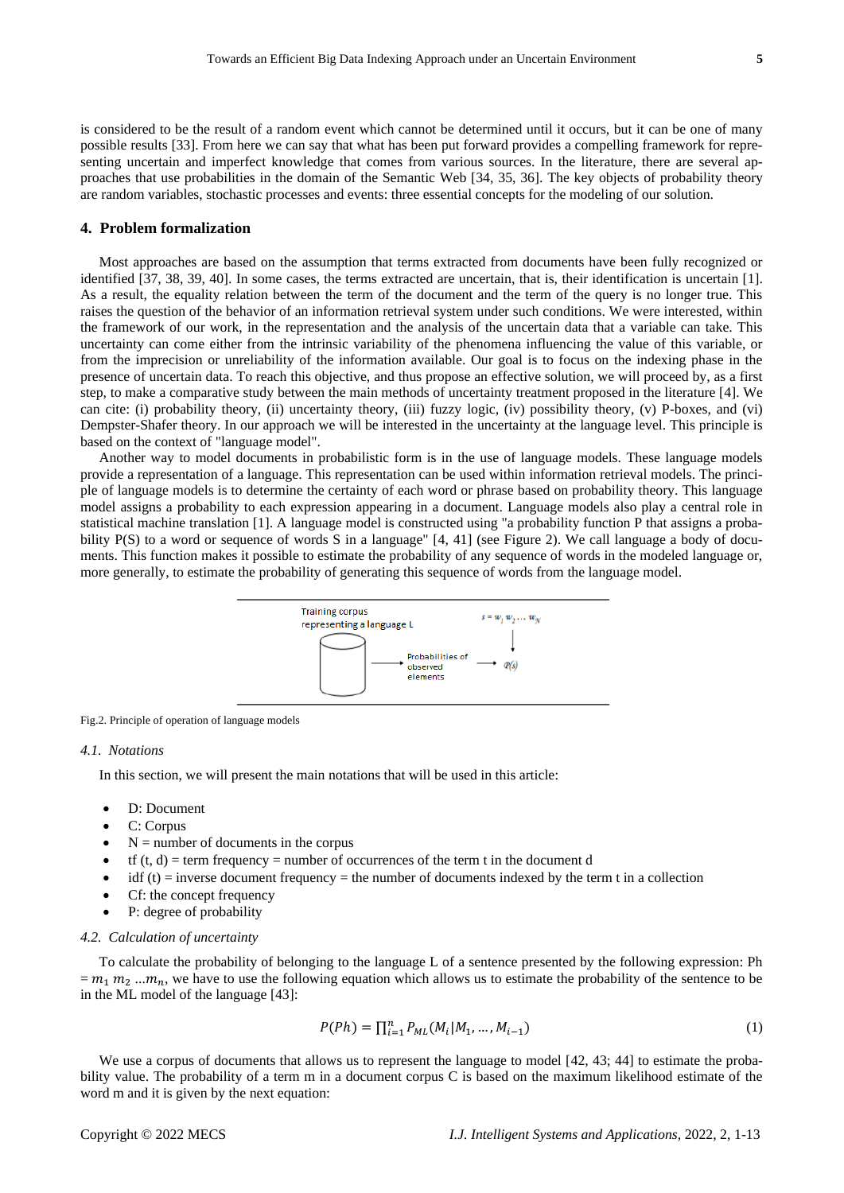is considered to be the result of a random event which cannot be determined until it occurs, but it can be one of many possible results [33]. From here we can say that what has been put forward provides a compelling framework for representing uncertain and imperfect knowledge that comes from various sources. In the literature, there are several approaches that use probabilities in the domain of the Semantic Web [34, 35, 36]. The key objects of probability theory are random variables, stochastic processes and events: three essential concepts for the modeling of our solution.

## 4. Problem formalization

Most approaches are based on the assumption that terms extracted from documents have been fully recognized or identified [37, 38, 39, 40]. In some cases, the terms extracted are uncertain, that is, their identification is uncertain [1]. As a result, the equality relation between the term of the document and the term of the query is no longer true. This raises the question of the behavior of an information retrieval system under such conditions. We were interested, within the framework of our work, in the representation and the analysis of the uncertain data that a variable can take. This uncertainty can come either from the intrinsic variability of the phenomena influencing the value of this variable, or from the imprecision or unreliability of the information available. Our goal is to focus on the indexing phase in the presence of uncertain data. To reach this objective, and thus propose an effective solution, we will proceed by, as a first step, to make a comparative study between the main methods of uncertainty treatment proposed in the literature [4]. We can cite: (i) probability theory, (ii) uncertainty theory, (iii) fuzzy logic, (iv) possibility theory, (v) P-boxes, and (vi) Dempster-Shafer theory. In our approach we will be interested in the uncertainty at the language level. This principle is based on the context of "language model".

Another way to model documents in probabilistic form is in the use of language models. These language models provide a representation of a language. This representation can be used within information retrieval models. The principle of language models is to determine the certainty of each word or phrase based on probability theory. This language model assigns a probability to each expression appearing in a document. Language models also play a central role in statistical machine translation [1]. A language model is constructed using "a probability function P that assigns a probability P(S) to a word or sequence of words S in a language" [4, 41] (see Figure 2). We call language a body of documents. This function makes it possible to estimate the probability of any sequence of words in the modeled language or, more generally, to estimate the probability of generating this sequence of words from the language model.

Training corpus representing a language L — Probabilities of observed elements — $s = w_1 w_2 \dots w_N$ — $P(s)$

Fig.2. Principle of operation of language models

### 4.1. Notations

In this section, we will present the main notations that will be used in this article:

- D: Document
- C: Corpus
- N = number of documents in the corpus
- tf (t, d) = term frequency = number of occurrences of the term t in the document d
- idf (t) = inverse document frequency = the number of documents indexed by the term t in a collection
- Cf: the concept frequency
- P: degree of probability

### 4.2. Calculation of uncertainty

To calculate the probability of belonging to the language L of a sentence presented by the following expression: Ph $= m_1\ m_2\ \dots m_n$, we have to use the following equation which allows us to estimate the probability of the sentence to be in the ML model of the language [43]:

$$P(Ph) = \prod_{i=1}^{n} P_{ML}(M_i | M_1, \dots, M_{i-1}) \tag{1}$$

We use a corpus of documents that allows us to represent the language to model [42, 43; 44] to estimate the probability value. The probability of a term m in a document corpus C is based on the maximum likelihood estimate of the word m and it is given by the next equation: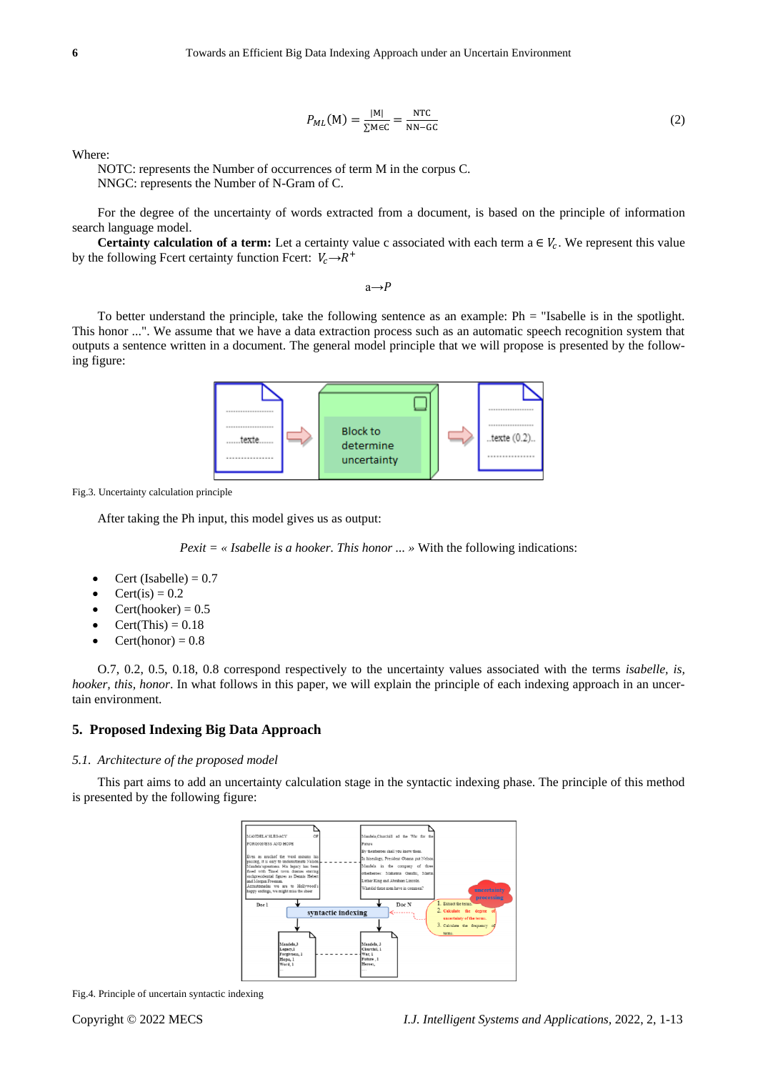$$P_{ML}(\mathrm{M}) = \frac{|\mathrm{M}|}{\sum \mathrm{M} \in \mathrm{C}} = \frac{\mathrm{NTC}}{\mathrm{NN-GC}} \tag{2}$$

Where:

NOTC: represents the Number of occurrences of term M in the corpus C.
NNGC: represents the Number of N-Gram of C.

For the degree of the uncertainty of words extracted from a document, is based on the principle of information search language model.

**Certainty calculation of a term:** Let a certainty value c associated with each term a ∈ $V_c$. We represent this value by the following Fcert certainty function Fcert: $V_c \rightarrow R^+$

$$\mathrm{a} \rightarrow P$$

To better understand the principle, take the following sentence as an example: Ph = "Isabelle is in the spotlight. This honor ...". We assume that we have a data extraction process such as an automatic speech recognition system that outputs a sentence written in a document. The general model principle that we will propose is presented by the following figure:

Fig.3. Uncertainty calculation principle

After taking the Ph input, this model gives us as output:

*Pexit = « Isabelle is a hooker. This honor ... »* With the following indications:

- Cert (Isabelle) = 0.7
- Cert(is) = 0.2
- Cert(hooker) = 0.5
- Cert(This) = 0.18
- Cert(honor) = 0.8

O.7, 0.2, 0.5, 0.18, 0.8 correspond respectively to the uncertainty values associated with the terms *isabelle, is, hooker, this, honor*. In what follows in this paper, we will explain the principle of each indexing approach in an uncertain environment.

## 5. Proposed Indexing Big Data Approach

### *5.1. Architecture of the proposed model*

This part aims to add an uncertainty calculation stage in the syntactic indexing phase. The principle of this method is presented by the following figure:

Fig.4. Principle of uncertain syntactic indexing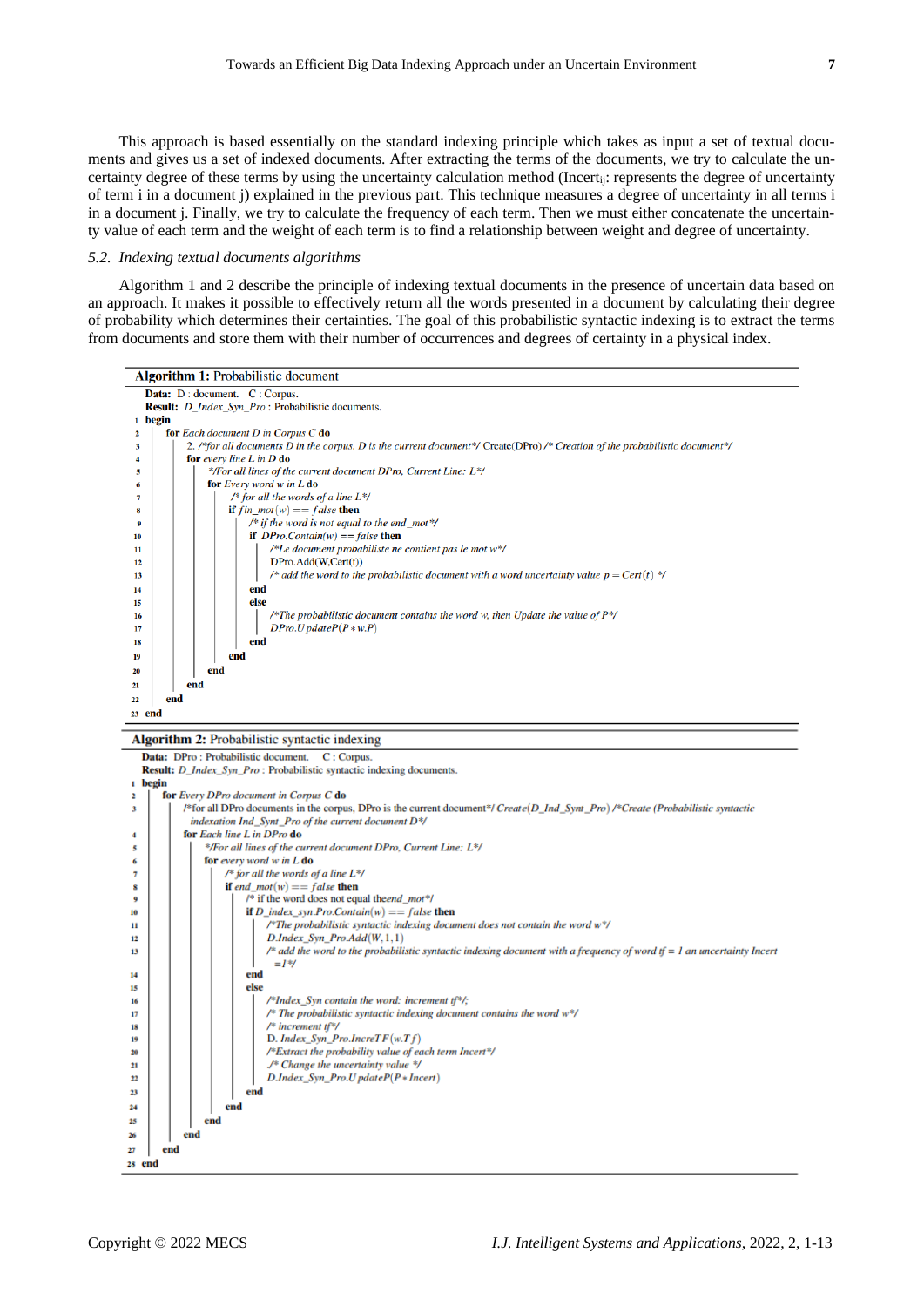This approach is based essentially on the standard indexing principle which takes as input a set of textual documents and gives us a set of indexed documents. After extracting the terms of the documents, we try to calculate the uncertainty degree of these terms by using the uncertainty calculation method ($Incert_{ij}$: represents the degree of uncertainty of term i in a document j) explained in the previous part. This technique measures a degree of uncertainty in all terms i in a document j. Finally, we try to calculate the frequency of each term. Then we must either concatenate the uncertainty value of each term and the weight of each term is to find a relationship between weight and degree of uncertainty.

### 5.2. Indexing textual documents algorithms

Algorithm 1 and 2 describe the principle of indexing textual documents in the presence of uncertain data based on an approach. It makes it possible to effectively return all the words presented in a document by calculating their degree of probability which determines their certainties. The goal of this probabilistic syntactic indexing is to extract the terms from documents and store them with their number of occurrences and degrees of certainty in a physical index.

```
Algorithm 1: Probabilistic document
   Data: D : document.   C : Corpus.
   Result: D_Index_Syn_Pro : Probabilistic documents.
1  begin
2      for Each document D in Corpus C do
3          2. /*for all documents D in the corpus, D is the current document*/ Create(DPro) /* Creation of the probabilistic document*/
4          for every line L in D do
5              */For all lines of the current document DPro, Current Line: L*/
6              for Every word w in L do
7                  /* for all the words of a line L*/
8                  if fin_mot(w) == false then
9                      /* if the word is not equal to the end_mot*/
10                     if DPro.Contain(w) == false then
11                         /*Le document probabiliste ne contient pas le mot w*/
12                         DPro.Add(W,Cert(t))
13                         /* add the word to the probabilistic document with a word uncertainty value p = Cert(t) */
14                     end
15                     else
16                         /*The probabilistic document contains the word w, then Update the value of P*/
17                         DPro.UpdateP(P * w.P)
18                     end
19                 end
20             end
21         end
22     end
23 end
```

```
Algorithm 2: Probabilistic syntactic indexing
   Data: DPro : Probabilistic document.   C : Corpus.
   Result: D_Index_Syn_Pro : Probabilistic syntactic indexing documents.
1  begin
2      for Every DPro document in Corpus C do
3          /*for all DPro documents in the corpus, DPro is the current document*/ Create(D_Ind_Synt_Pro) /*Create (Probabilistic syntactic
           indexation Ind_Synt_Pro of the current document D*/
4          for Each line L in DPro do
5              */For all lines of the current document DPro, Current Line: L*/
6              for every word w in L do
7                  /* for all the words of a line L*/
8                  if end_mot(w) == false then
9                      /* if the word does not equal theend_mot*/
10                     if D_index_syn.Pro.Contain(w) == false then
11                         /*The probabilistic syntactic indexing document does not contain the word w*/
12                         D.Index_Syn_Pro.Add(W, 1, 1)
13                         /* add the word to the probabilistic syntactic indexing document with a frequency of word tf = 1 an uncertainty Incert
                           =1*/
14                     end
15                     else
16                         /*Index_Syn contain the word: increment tf*/;
17                         /* The probabilistic syntactic indexing document contains the word w*/
18                         /* increment tf*/
19                         D. Index_Syn_Pro.IncreTF(w.Tf)
20                         /*Extract the probability value of each term Incert*/
21                         ./* Change the uncertainty value */
22                         D.Index_Syn_Pro.UpdateP(P * Incert)
23                     end
24                 end
25             end
26         end
27     end
28 end
```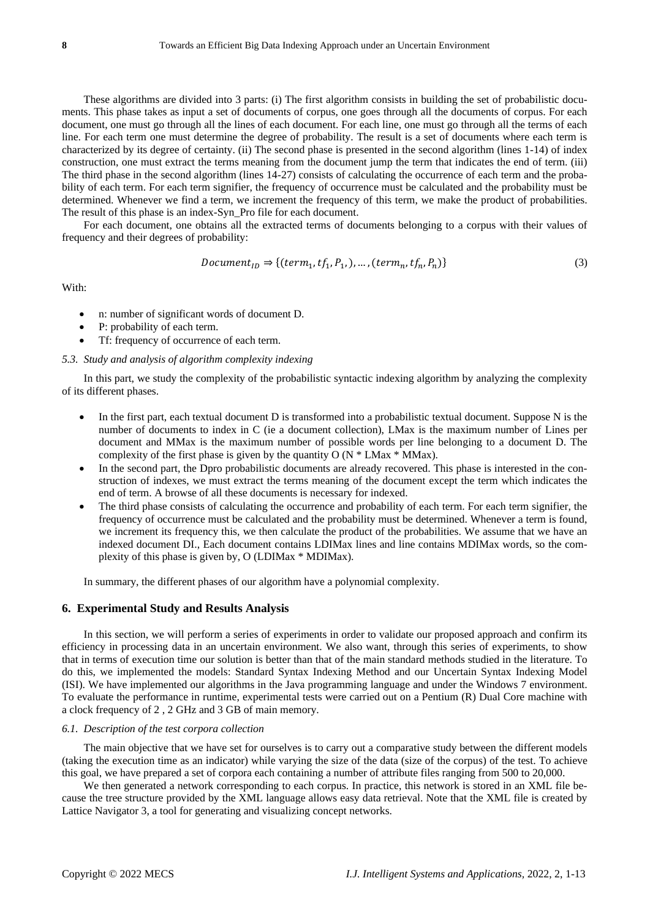These algorithms are divided into 3 parts: (i) The first algorithm consists in building the set of probabilistic documents. This phase takes as input a set of documents of corpus, one goes through all the documents of corpus. For each document, one must go through all the lines of each document. For each line, one must go through all the terms of each line. For each term one must determine the degree of probability. The result is a set of documents where each term is characterized by its degree of certainty. (ii) The second phase is presented in the second algorithm (lines 1-14) of index construction, one must extract the terms meaning from the document jump the term that indicates the end of term. (iii) The third phase in the second algorithm (lines 14-27) consists of calculating the occurrence of each term and the probability of each term. For each term signifier, the frequency of occurrence must be calculated and the probability must be determined. Whenever we find a term, we increment the frequency of this term, we make the product of probabilities. The result of this phase is an index-Syn_Pro file for each document.

For each document, one obtains all the extracted terms of documents belonging to a corpus with their values of frequency and their degrees of probability:

$$Document_{ID} \Rightarrow \{(term_1, tf_1, P_1,), \dots, (term_n, tf_n, P_n)\} \tag{3}$$

With:

- n: number of significant words of document D.
- P: probability of each term.
- Tf: frequency of occurrence of each term.

### *5.3. Study and analysis of algorithm complexity indexing*

In this part, we study the complexity of the probabilistic syntactic indexing algorithm by analyzing the complexity of its different phases.

- In the first part, each textual document D is transformed into a probabilistic textual document. Suppose N is the number of documents to index in C (ie a document collection), LMax is the maximum number of Lines per document and MMax is the maximum number of possible words per line belonging to a document D. The complexity of the first phase is given by the quantity O (N * LMax * MMax).
- In the second part, the Dpro probabilistic documents are already recovered. This phase is interested in the construction of indexes, we must extract the terms meaning of the document except the term which indicates the end of term. A browse of all these documents is necessary for indexed.
- The third phase consists of calculating the occurrence and probability of each term. For each term signifier, the frequency of occurrence must be calculated and the probability must be determined. Whenever a term is found, we increment its frequency this, we then calculate the product of the probabilities. We assume that we have an indexed document DI., Each document contains LDIMax lines and line contains MDIMax words, so the complexity of this phase is given by, O (LDIMax * MDIMax).

In summary, the different phases of our algorithm have a polynomial complexity.

## **6. Experimental Study and Results Analysis**

In this section, we will perform a series of experiments in order to validate our proposed approach and confirm its efficiency in processing data in an uncertain environment. We also want, through this series of experiments, to show that in terms of execution time our solution is better than that of the main standard methods studied in the literature. To do this, we implemented the models: Standard Syntax Indexing Method and our Uncertain Syntax Indexing Model (ISI). We have implemented our algorithms in the Java programming language and under the Windows 7 environment. To evaluate the performance in runtime, experimental tests were carried out on a Pentium (R) Dual Core machine with a clock frequency of 2 , 2 GHz and 3 GB of main memory.

### *6.1. Description of the test corpora collection*

The main objective that we have set for ourselves is to carry out a comparative study between the different models (taking the execution time as an indicator) while varying the size of the data (size of the corpus) of the test. To achieve this goal, we have prepared a set of corpora each containing a number of attribute files ranging from 500 to 20,000.

We then generated a network corresponding to each corpus. In practice, this network is stored in an XML file because the tree structure provided by the XML language allows easy data retrieval. Note that the XML file is created by Lattice Navigator 3, a tool for generating and visualizing concept networks.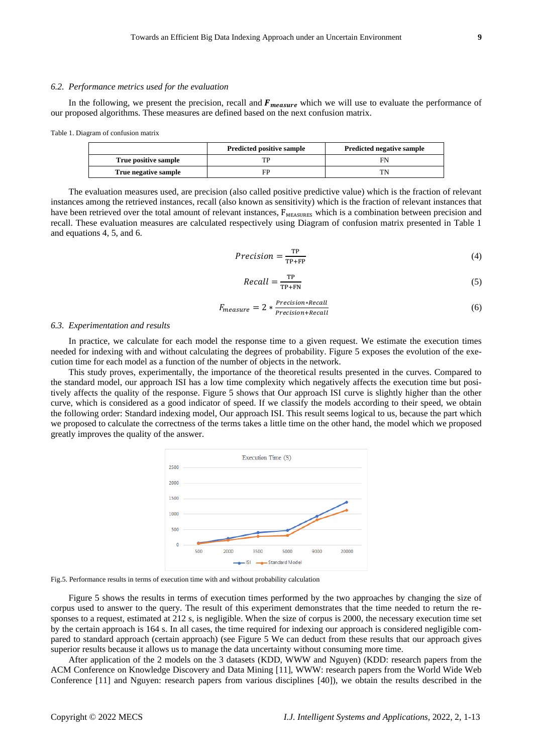### 6.2. *Performance metrics used for the evaluation*

In the following, we present the precision, recall and $\boldsymbol{F_{measure}}$ which we will use to evaluate the performance of our proposed algorithms. These measures are defined based on the next confusion matrix.

Table 1. Diagram of confusion matrix

| | Predicted positive sample | Predicted negative sample |
|---|---|---|
| **True positive sample** | TP | FN |
| **True negative sample** | FP | TN |

The evaluation measures used, are precision (also called positive predictive value) which is the fraction of relevant instances among the retrieved instances, recall (also known as sensitivity) which is the fraction of relevant instances that have been retrieved over the total amount of relevant instances, $F_{MEASURES}$ which is a combination between precision and recall. These evaluation measures are calculated respectively using Diagram of confusion matrix presented in Table 1 and equations 4, 5, and 6.

$$Precision = \frac{TP}{TP+FP} \tag{4}$$

$$Recall = \frac{TP}{TP+FN} \tag{5}$$

$$F_{measure} = 2 * \frac{Precision*Recall}{Precision+Recall} \tag{6}$$

### 6.3. *Experimentation and results*

In practice, we calculate for each model the response time to a given request. We estimate the execution times needed for indexing with and without calculating the degrees of probability. Figure 5 exposes the evolution of the execution time for each model as a function of the number of objects in the network.

This study proves, experimentally, the importance of the theoretical results presented in the curves. Compared to the standard model, our approach ISI has a low time complexity which negatively affects the execution time but positively affects the quality of the response. Figure 5 shows that Our approach ISI curve is slightly higher than the other curve, which is considered as a good indicator of speed. If we classify the models according to their speed, we obtain the following order: Standard indexing model, Our approach ISI. This result seems logical to us, because the part which we proposed to calculate the correctness of the terms takes a little time on the other hand, the model which we proposed greatly improves the quality of the answer.

Fig.5. Performance results in terms of execution time with and without probability calculation

Figure 5 shows the results in terms of execution times performed by the two approaches by changing the size of corpus used to answer to the query. The result of this experiment demonstrates that the time needed to return the responses to a request, estimated at 212 s, is negligible. When the size of corpus is 2000, the necessary execution time set by the certain approach is 164 s. In all cases, the time required for indexing our approach is considered negligible compared to standard approach (certain approach) (see Figure 5 We can deduct from these results that our approach gives superior results because it allows us to manage the data uncertainty without consuming more time.

After application of the 2 models on the 3 datasets (KDD, WWW and Nguyen) (KDD: research papers from the ACM Conference on Knowledge Discovery and Data Mining [11], WWW: research papers from the World Wide Web Conference [11] and Nguyen: research papers from various disciplines [40]), we obtain the results described in the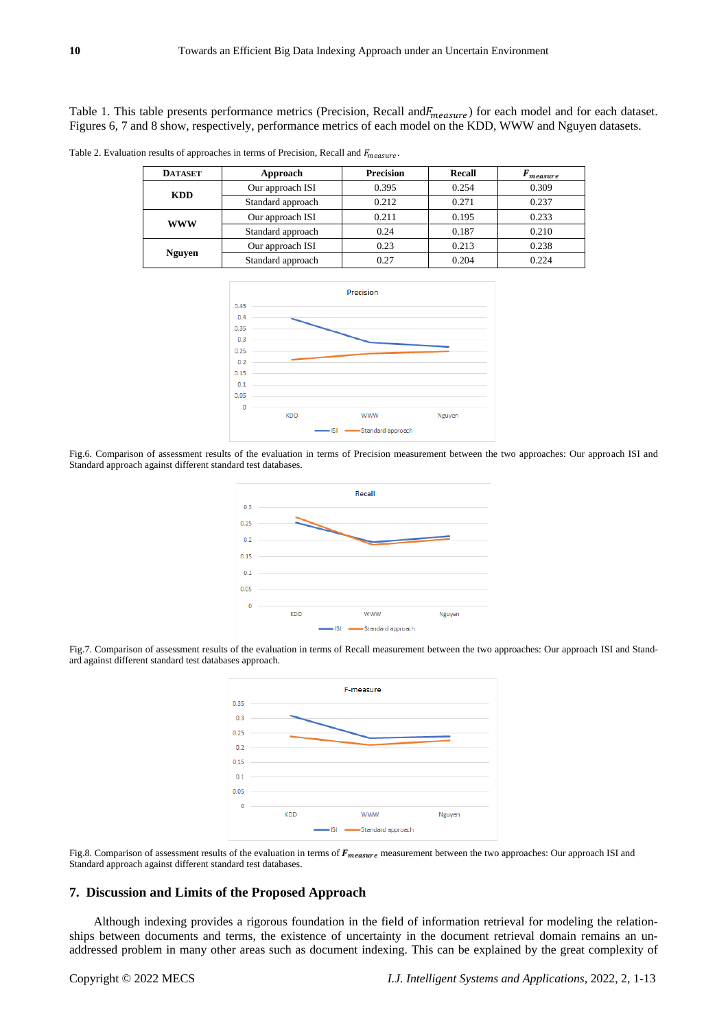Table 1. This table presents performance metrics (Precision, Recall and $F_{measure}$) for each model and for each dataset. Figures 6, 7 and 8 show, respectively, performance metrics of each model on the KDD, WWW and Nguyen datasets.

Table 2. Evaluation results of approaches in terms of Precision, Recall and $F_{measure}$.

| DATASET | Approach | Precision | Recall | $F_{measure}$ |
|---|---|---|---|---|
| KDD | Our approach ISI | 0.395 | 0.254 | 0.309 |
| | Standard approach | 0.212 | 0.271 | 0.237 |
| WWW | Our approach ISI | 0.211 | 0.195 | 0.233 |
| | Standard approach | 0.24 | 0.187 | 0.210 |
| Nguyen | Our approach ISI | 0.23 | 0.213 | 0.238 |
| | Standard approach | 0.27 | 0.204 | 0.224 |

Fig.6. Comparison of assessment results of the evaluation in terms of Precision measurement between the two approaches: Our approach ISI and Standard approach against different standard test databases.

Fig.7. Comparison of assessment results of the evaluation in terms of Recall measurement between the two approaches: Our approach ISI and Standard against different standard test databases approach.

Fig.8. Comparison of assessment results of the evaluation in terms of $F_{measure}$ measurement between the two approaches: Our approach ISI and Standard approach against different standard test databases.

## 7. Discussion and Limits of the Proposed Approach

Although indexing provides a rigorous foundation in the field of information retrieval for modeling the relationships between documents and terms, the existence of uncertainty in the document retrieval domain remains an unaddressed problem in many other areas such as document indexing. This can be explained by the great complexity of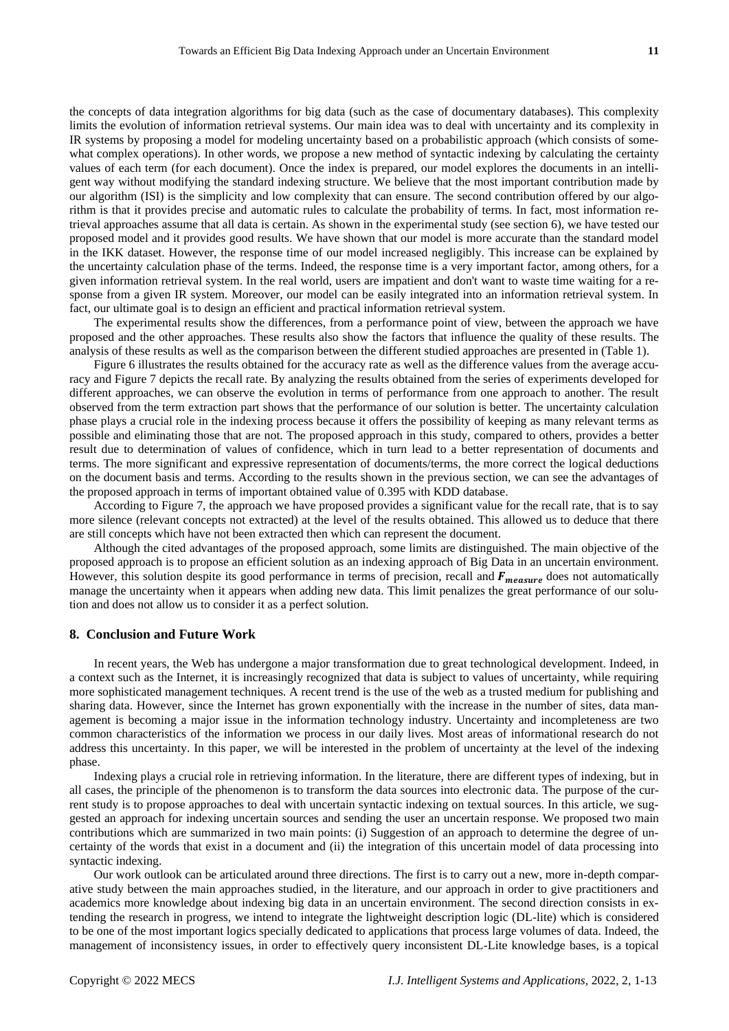the concepts of data integration algorithms for big data (such as the case of documentary databases). This complexity limits the evolution of information retrieval systems. Our main idea was to deal with uncertainty and its complexity in IR systems by proposing a model for modeling uncertainty based on a probabilistic approach (which consists of somewhat complex operations). In other words, we propose a new method of syntactic indexing by calculating the certainty values of each term (for each document). Once the index is prepared, our model explores the documents in an intelligent way without modifying the standard indexing structure. We believe that the most important contribution made by our algorithm (ISI) is the simplicity and low complexity that can ensure. The second contribution offered by our algorithm is that it provides precise and automatic rules to calculate the probability of terms. In fact, most information retrieval approaches assume that all data is certain. As shown in the experimental study (see section 6), we have tested our proposed model and it provides good results. We have shown that our model is more accurate than the standard model in the IKK dataset. However, the response time of our model increased negligibly. This increase can be explained by the uncertainty calculation phase of the terms. Indeed, the response time is a very important factor, among others, for a given information retrieval system. In the real world, users are impatient and don't want to waste time waiting for a response from a given IR system. Moreover, our model can be easily integrated into an information retrieval system. In fact, our ultimate goal is to design an efficient and practical information retrieval system.

The experimental results show the differences, from a performance point of view, between the approach we have proposed and the other approaches. These results also show the factors that influence the quality of these results. The analysis of these results as well as the comparison between the different studied approaches are presented in (Table 1).

Figure 6 illustrates the results obtained for the accuracy rate as well as the difference values from the average accuracy and Figure 7 depicts the recall rate. By analyzing the results obtained from the series of experiments developed for different approaches, we can observe the evolution in terms of performance from one approach to another. The result observed from the term extraction part shows that the performance of our solution is better. The uncertainty calculation phase plays a crucial role in the indexing process because it offers the possibility of keeping as many relevant terms as possible and eliminating those that are not. The proposed approach in this study, compared to others, provides a better result due to determination of values of confidence, which in turn lead to a better representation of documents and terms. The more significant and expressive representation of documents/terms, the more correct the logical deductions on the document basis and terms. According to the results shown in the previous section, we can see the advantages of the proposed approach in terms of important obtained value of 0.395 with KDD database.

According to Figure 7, the approach we have proposed provides a significant value for the recall rate, that is to say more silence (relevant concepts not extracted) at the level of the results obtained. This allowed us to deduce that there are still concepts which have not been extracted then which can represent the document.

Although the cited advantages of the proposed approach, some limits are distinguished. The main objective of the proposed approach is to propose an efficient solution as an indexing approach of Big Data in an uncertain environment. However, this solution despite its good performance in terms of precision, recall and $F_{measure}$ does not automatically manage the uncertainty when it appears when adding new data. This limit penalizes the great performance of our solution and does not allow us to consider it as a perfect solution.

## 8. Conclusion and Future Work

In recent years, the Web has undergone a major transformation due to great technological development. Indeed, in a context such as the Internet, it is increasingly recognized that data is subject to values of uncertainty, while requiring more sophisticated management techniques. A recent trend is the use of the web as a trusted medium for publishing and sharing data. However, since the Internet has grown exponentially with the increase in the number of sites, data management is becoming a major issue in the information technology industry. Uncertainty and incompleteness are two common characteristics of the information we process in our daily lives. Most areas of informational research do not address this uncertainty. In this paper, we will be interested in the problem of uncertainty at the level of the indexing phase.

Indexing plays a crucial role in retrieving information. In the literature, there are different types of indexing, but in all cases, the principle of the phenomenon is to transform the data sources into electronic data. The purpose of the current study is to propose approaches to deal with uncertain syntactic indexing on textual sources. In this article, we suggested an approach for indexing uncertain sources and sending the user an uncertain response. We proposed two main contributions which are summarized in two main points: (i) Suggestion of an approach to determine the degree of uncertainty of the words that exist in a document and (ii) the integration of this uncertain model of data processing into syntactic indexing.

Our work outlook can be articulated around three directions. The first is to carry out a new, more in-depth comparative study between the main approaches studied, in the literature, and our approach in order to give practitioners and academics more knowledge about indexing big data in an uncertain environment. The second direction consists in extending the research in progress, we intend to integrate the lightweight description logic (DL-lite) which is considered to be one of the most important logics specially dedicated to applications that process large volumes of data. Indeed, the management of inconsistency issues, in order to effectively query inconsistent DL-Lite knowledge bases, is a topical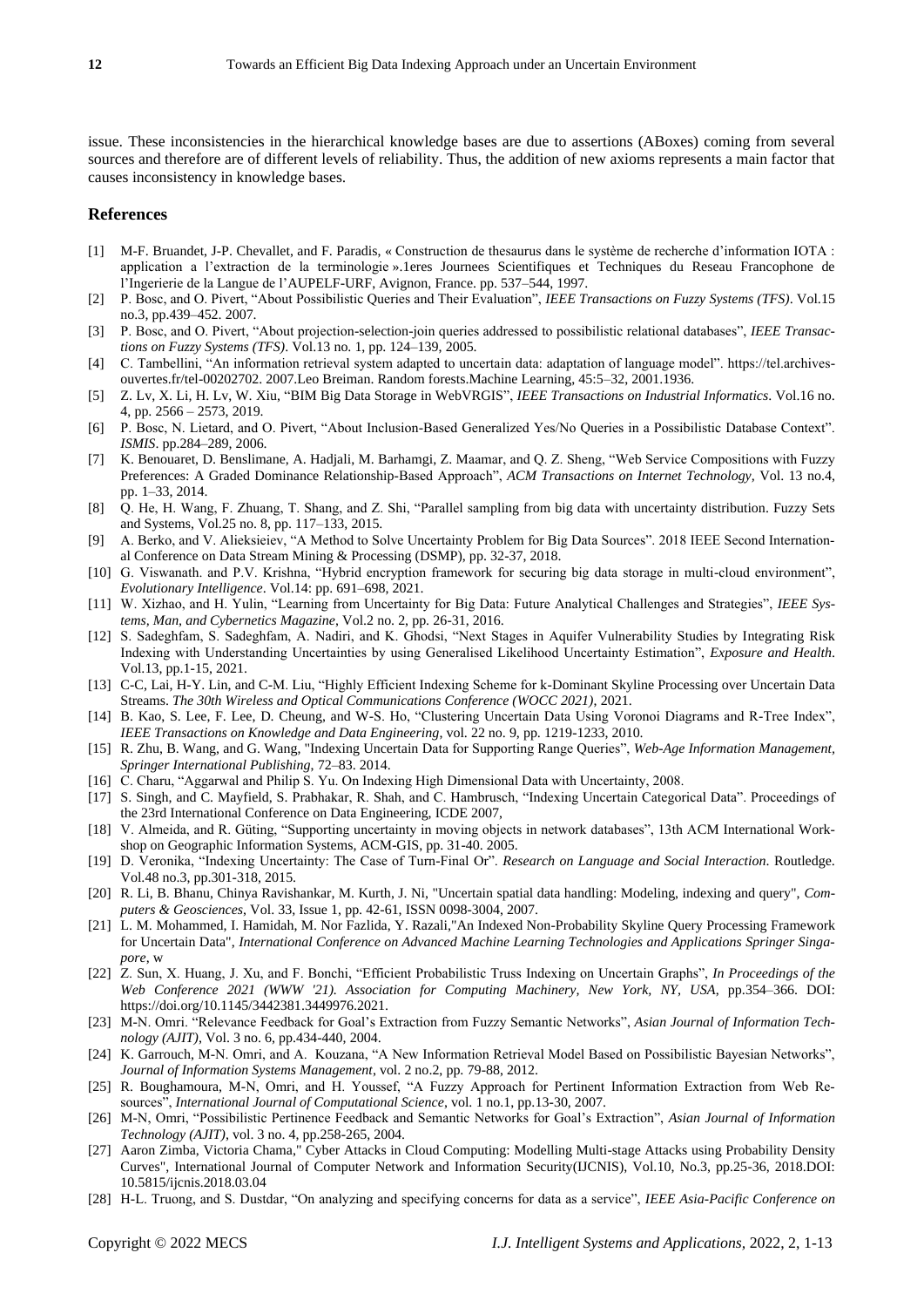issue. These inconsistencies in the hierarchical knowledge bases are due to assertions (ABoxes) coming from several sources and therefore are of different levels of reliability. Thus, the addition of new axioms represents a main factor that causes inconsistency in knowledge bases.

## References

[1] M-F. Bruandet, J-P. Chevallet, and F. Paradis, « Construction de thesaurus dans le système de recherche d'information IOTA : application a l'extraction de la terminologie ».1eres Journees Scientifiques et Techniques du Reseau Francophone de l'Ingerierie de la Langue de l'AUPELF-URF, Avignon, France. pp. 537–544, 1997.

[2] P. Bosc, and O. Pivert, "About Possibilistic Queries and Their Evaluation", *IEEE Transactions on Fuzzy Systems (TFS)*. Vol.15 no.3, pp.439–452. 2007.

[3] P. Bosc, and O. Pivert, "About projection-selection-join queries addressed to possibilistic relational databases", *IEEE Transactions on Fuzzy Systems (TFS)*. Vol.13 no. 1, pp. 124–139, 2005.

[4] C. Tambellini, "An information retrieval system adapted to uncertain data: adaptation of language model". https://tel.archives-ouvertes.fr/tel-00202702. 2007.Leo Breiman. Random forests.Machine Learning, 45:5–32, 2001.1936.

[5] Z. Lv, X. Li, H. Lv, W. Xiu, "BIM Big Data Storage in WebVRGIS", *IEEE Transactions on Industrial Informatics*. Vol.16 no. 4, pp. 2566 – 2573, 2019.

[6] P. Bosc, N. Lietard, and O. Pivert, "About Inclusion-Based Generalized Yes/No Queries in a Possibilistic Database Context". *ISMIS*. pp.284–289, 2006.

[7] K. Benouaret, D. Benslimane, A. Hadjali, M. Barhamgi, Z. Maamar, and Q. Z. Sheng, "Web Service Compositions with Fuzzy Preferences: A Graded Dominance Relationship-Based Approach", *ACM Transactions on Internet Technology,* Vol. 13 no.4, pp. 1–33, 2014.

[8] Q. He, H. Wang, F. Zhuang, T. Shang, and Z. Shi, "Parallel sampling from big data with uncertainty distribution. Fuzzy Sets and Systems, Vol.25 no. 8, pp. 117–133, 2015.

[9] A. Berko, and V. Alieksieiev, "A Method to Solve Uncertainty Problem for Big Data Sources". 2018 IEEE Second International Conference on Data Stream Mining & Processing (DSMP), pp. 32-37, 2018.

[10] G. Viswanath. and P.V. Krishna, "Hybrid encryption framework for securing big data storage in multi-cloud environment", *Evolutionary Intelligence*. Vol.14: pp. 691–698, 2021.

[11] W. Xizhao, and H. Yulin, "Learning from Uncertainty for Big Data: Future Analytical Challenges and Strategies", *IEEE Systems, Man, and Cybernetics Magazine*, Vol.2 no. 2, pp. 26-31, 2016.

[12] S. Sadeghfam, S. Sadeghfam, A. Nadiri, and K. Ghodsi, "Next Stages in Aquifer Vulnerability Studies by Integrating Risk Indexing with Understanding Uncertainties by using Generalised Likelihood Uncertainty Estimation", *Exposure and Health*. Vol.13, pp.1-15, 2021.

[13] C-C, Lai, H-Y. Lin, and C-M. Liu, "Highly Efficient Indexing Scheme for k-Dominant Skyline Processing over Uncertain Data Streams. *The 30th Wireless and Optical Communications Conference (WOCC 2021)*, 2021.

[14] B. Kao, S. Lee, F. Lee, D. Cheung, and W-S. Ho, "Clustering Uncertain Data Using Voronoi Diagrams and R-Tree Index", *IEEE Transactions on Knowledge and Data Engineering*, vol. 22 no. 9, pp. 1219-1233, 2010.

[15] R. Zhu, B. Wang, and G. Wang, "Indexing Uncertain Data for Supporting Range Queries", *Web-Age Information Management, Springer International Publishing*, 72–83. 2014.

[16] C. Charu, "Aggarwal and Philip S. Yu. On Indexing High Dimensional Data with Uncertainty, 2008.

[17] S. Singh, and C. Mayfield, S. Prabhakar, R. Shah, and C. Hambrusch, "Indexing Uncertain Categorical Data". Proceedings of the 23rd International Conference on Data Engineering, ICDE 2007,

[18] V. Almeida, and R. Güting, "Supporting uncertainty in moving objects in network databases", 13th ACM International Workshop on Geographic Information Systems, ACM-GIS, pp. 31-40. 2005.

[19] D. Veronika, "Indexing Uncertainty: The Case of Turn-Final Or". *Research on Language and Social Interaction*. Routledge. Vol.48 no.3, pp.301-318, 2015.

[20] R. Li, B. Bhanu, Chinya Ravishankar, M. Kurth, J. Ni, "Uncertain spatial data handling: Modeling, indexing and query", *Computers & Geosciences*, Vol. 33, Issue 1, pp. 42-61, ISSN 0098-3004, 2007.

[21] L. M. Mohammed, I. Hamidah, M. Nor Fazlida, Y. Razali,"An Indexed Non-Probability Skyline Query Processing Framework for Uncertain Data", *International Conference on Advanced Machine Learning Technologies and Applications Springer Singapore*, w

[22] Z. Sun, X. Huang, J. Xu, and F. Bonchi, "Efficient Probabilistic Truss Indexing on Uncertain Graphs", *In Proceedings of the Web Conference 2021 (WWW '21). Association for Computing Machinery, New York, NY, USA*, pp.354–366. DOI: https://doi.org/10.1145/3442381.3449976.2021.

[23] M-N. Omri. "Relevance Feedback for Goal's Extraction from Fuzzy Semantic Networks", *Asian Journal of Information Technology (AJIT)*, Vol. 3 no. 6, pp.434-440, 2004.

[24] K. Garrouch, M-N. Omri, and A. Kouzana, "A New Information Retrieval Model Based on Possibilistic Bayesian Networks", *Journal of Information Systems Management*, vol. 2 no.2, pp. 79-88, 2012.

[25] R. Boughamoura, M-N, Omri, and H. Youssef, "A Fuzzy Approach for Pertinent Information Extraction from Web Resources", *International Journal of Computational Science*, vol. 1 no.1, pp.13-30, 2007.

[26] M-N, Omri, "Possibilistic Pertinence Feedback and Semantic Networks for Goal's Extraction", *Asian Journal of Information Technology (AJIT)*, vol. 3 no. 4, pp.258-265, 2004.

[27] Aaron Zimba, Victoria Chama," Cyber Attacks in Cloud Computing: Modelling Multi-stage Attacks using Probability Density Curves", International Journal of Computer Network and Information Security(IJCNIS), Vol.10, No.3, pp.25-36, 2018.DOI: 10.5815/ijcnis.2018.03.04

[28] H-L. Truong, and S. Dustdar, "On analyzing and specifying concerns for data as a service", *IEEE Asia-Pacific Conference on*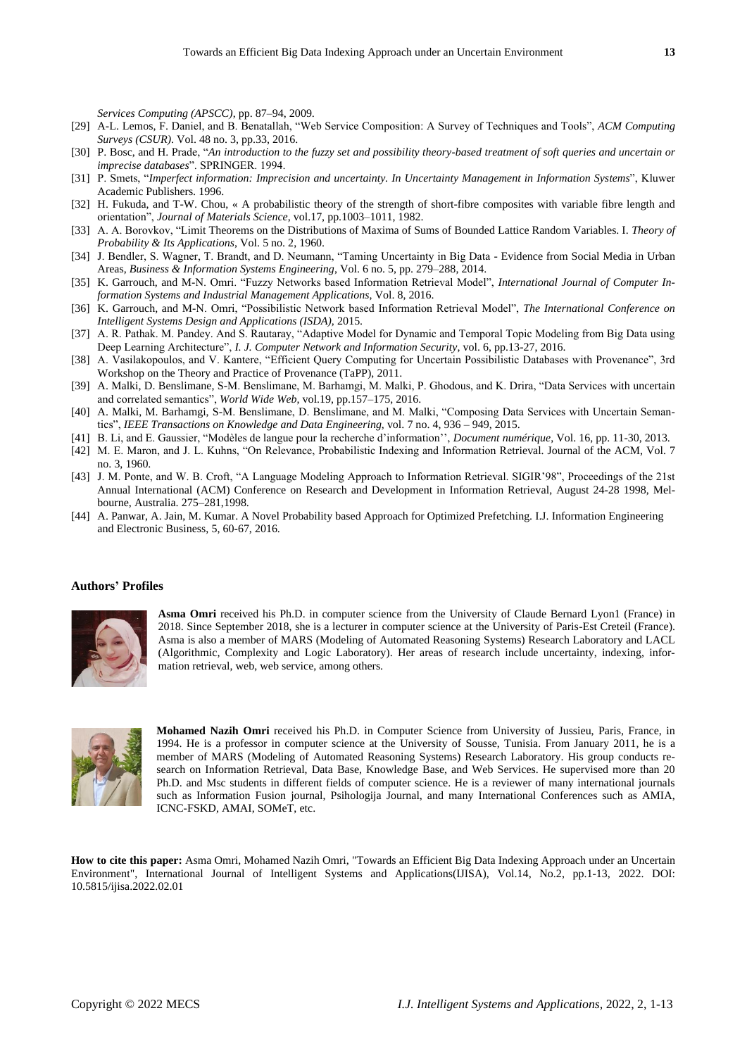*Services Computing (APSCC)*, pp. 87–94, 2009.

[29] A-L. Lemos, F. Daniel, and B. Benatallah, "Web Service Composition: A Survey of Techniques and Tools", *ACM Computing Surveys (CSUR)*. Vol. 48 no. 3, pp.33, 2016.

[30] P. Bosc, and H. Prade, "*An introduction to the fuzzy set and possibility theory-based treatment of soft queries and uncertain or imprecise databases*". SPRINGER. 1994.

[31] P. Smets, "*Imperfect information: Imprecision and uncertainty. In Uncertainty Management in Information Systems*", Kluwer Academic Publishers. 1996.

[32] H. Fukuda, and T-W. Chou, « A probabilistic theory of the strength of short-fibre composites with variable fibre length and orientation", *Journal of Materials Science*, vol.17, pp.1003–1011, 1982.

[33] A. A. Borovkov, "Limit Theorems on the Distributions of Maxima of Sums of Bounded Lattice Random Variables. I. *Theory of Probability & Its Applications*, Vol. 5 no. 2, 1960.

[34] J. Bendler, S. Wagner, T. Brandt, and D. Neumann, "Taming Uncertainty in Big Data - Evidence from Social Media in Urban Areas, *Business & Information Systems Engineering*, Vol. 6 no. 5, pp. 279–288, 2014.

[35] K. Garrouch, and M-N. Omri. "Fuzzy Networks based Information Retrieval Model", *International Journal of Computer Information Systems and Industrial Management Applications*, Vol. 8, 2016.

[36] K. Garrouch, and M-N. Omri, "Possibilistic Network based Information Retrieval Model", *The International Conference on Intelligent Systems Design and Applications (ISDA)*, 2015.

[37] A. R. Pathak. M. Pandey. And S. Rautaray, "Adaptive Model for Dynamic and Temporal Topic Modeling from Big Data using Deep Learning Architecture", *I. J. Computer Network and Information Security*, vol. 6, pp.13-27, 2016.

[38] A. Vasilakopoulos, and V. Kantere, "Efficient Query Computing for Uncertain Possibilistic Databases with Provenance", 3rd Workshop on the Theory and Practice of Provenance (TaPP), 2011.

[39] A. Malki, D. Benslimane, S-M. Benslimane, M. Barhamgi, M. Malki, P. Ghodous, and K. Drira, "Data Services with uncertain and correlated semantics", *World Wide Web*, vol.19, pp.157–175, 2016.

[40] A. Malki, M. Barhamgi, S-M. Benslimane, D. Benslimane, and M. Malki, "Composing Data Services with Uncertain Semantics", *IEEE Transactions on Knowledge and Data Engineering*, vol. 7 no. 4, 936 – 949, 2015.

[41] B. Li, and E. Gaussier, "Modèles de langue pour la recherche d'information'', *Document numérique*, Vol. 16, pp. 11-30, 2013.

[42] M. E. Maron, and J. L. Kuhns, "On Relevance, Probabilistic Indexing and Information Retrieval. Journal of the ACM, Vol. 7 no. 3, 1960.

[43] J. M. Ponte, and W. B. Croft, "A Language Modeling Approach to Information Retrieval. SIGIR'98", Proceedings of the 21st Annual International (ACM) Conference on Research and Development in Information Retrieval, August 24-28 1998, Melbourne, Australia. 275–281,1998.

[44] A. Panwar, A. Jain, M. Kumar. A Novel Probability based Approach for Optimized Prefetching. I.J. Information Engineering and Electronic Business, 5, 60-67, 2016.

## Authors' Profiles

**Asma Omri** received his Ph.D. in computer science from the University of Claude Bernard Lyon1 (France) in 2018. Since September 2018, she is a lecturer in computer science at the University of Paris-Est Creteil (France). Asma is also a member of MARS (Modeling of Automated Reasoning Systems) Research Laboratory and LACL (Algorithmic, Complexity and Logic Laboratory). Her areas of research include uncertainty, indexing, information retrieval, web, web service, among others.

**Mohamed Nazih Omri** received his Ph.D. in Computer Science from University of Jussieu, Paris, France, in 1994. He is a professor in computer science at the University of Sousse, Tunisia. From January 2011, he is a member of MARS (Modeling of Automated Reasoning Systems) Research Laboratory. His group conducts research on Information Retrieval, Data Base, Knowledge Base, and Web Services. He supervised more than 20 Ph.D. and Msc students in different fields of computer science. He is a reviewer of many international journals such as Information Fusion journal, Psihologija Journal, and many International Conferences such as AMIA, ICNC-FSKD, AMAI, SOMeT, etc.

**How to cite this paper:** Asma Omri, Mohamed Nazih Omri, "Towards an Efficient Big Data Indexing Approach under an Uncertain Environment", International Journal of Intelligent Systems and Applications(IJISA), Vol.14, No.2, pp.1-13, 2022. DOI: 10.5815/ijisa.2022.02.01